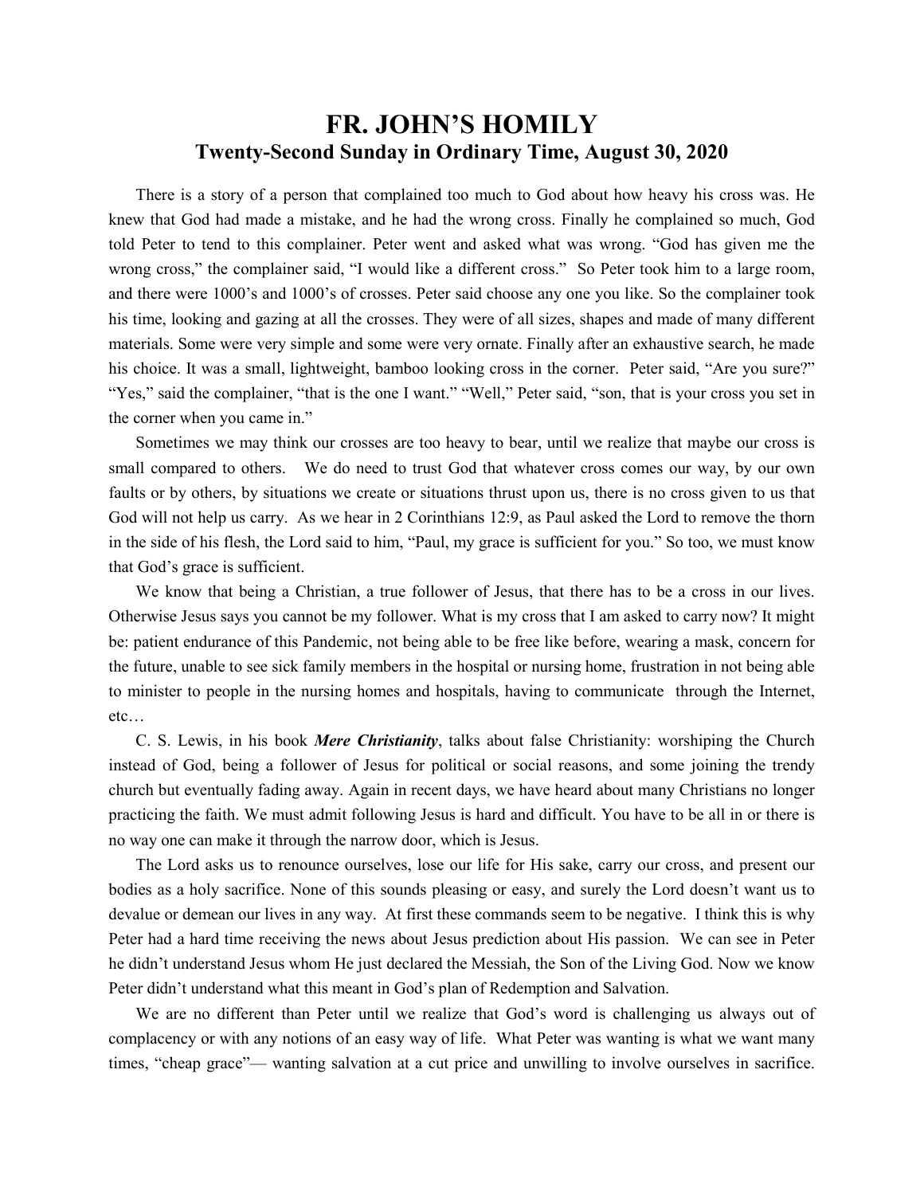# FR. JOHN'S HOMILY
## Twenty-Second Sunday in Ordinary Time, August 30, 2020

There is a story of a person that complained too much to God about how heavy his cross was. He knew that God had made a mistake, and he had the wrong cross. Finally he complained so much, God told Peter to tend to this complainer. Peter went and asked what was wrong. "God has given me the wrong cross," the complainer said, "I would like a different cross." So Peter took him to a large room, and there were 1000's and 1000's of crosses. Peter said choose any one you like. So the complainer took his time, looking and gazing at all the crosses. They were of all sizes, shapes and made of many different materials. Some were very simple and some were very ornate. Finally after an exhaustive search, he made his choice. It was a small, lightweight, bamboo looking cross in the corner. Peter said, "Are you sure?" "Yes," said the complainer, "that is the one I want." "Well," Peter said, "son, that is your cross you set in the corner when you came in."

Sometimes we may think our crosses are too heavy to bear, until we realize that maybe our cross is small compared to others. We do need to trust God that whatever cross comes our way, by our own faults or by others, by situations we create or situations thrust upon us, there is no cross given to us that God will not help us carry. As we hear in 2 Corinthians 12:9, as Paul asked the Lord to remove the thorn in the side of his flesh, the Lord said to him, "Paul, my grace is sufficient for you." So too, we must know that God's grace is sufficient.

We know that being a Christian, a true follower of Jesus, that there has to be a cross in our lives. Otherwise Jesus says you cannot be my follower. What is my cross that I am asked to carry now? It might be: patient endurance of this Pandemic, not being able to be free like before, wearing a mask, concern for the future, unable to see sick family members in the hospital or nursing home, frustration in not being able to minister to people in the nursing homes and hospitals, having to communicate through the Internet, etc…

C. S. Lewis, in his book ***Mere Christianity***, talks about false Christianity: worshiping the Church instead of God, being a follower of Jesus for political or social reasons, and some joining the trendy church but eventually fading away. Again in recent days, we have heard about many Christians no longer practicing the faith. We must admit following Jesus is hard and difficult. You have to be all in or there is no way one can make it through the narrow door, which is Jesus.

The Lord asks us to renounce ourselves, lose our life for His sake, carry our cross, and present our bodies as a holy sacrifice. None of this sounds pleasing or easy, and surely the Lord doesn't want us to devalue or demean our lives in any way. At first these commands seem to be negative. I think this is why Peter had a hard time receiving the news about Jesus prediction about His passion. We can see in Peter he didn't understand Jesus whom He just declared the Messiah, the Son of the Living God. Now we know Peter didn't understand what this meant in God's plan of Redemption and Salvation.

We are no different than Peter until we realize that God's word is challenging us always out of complacency or with any notions of an easy way of life. What Peter was wanting is what we want many times, "cheap grace"— wanting salvation at a cut price and unwilling to involve ourselves in sacrifice.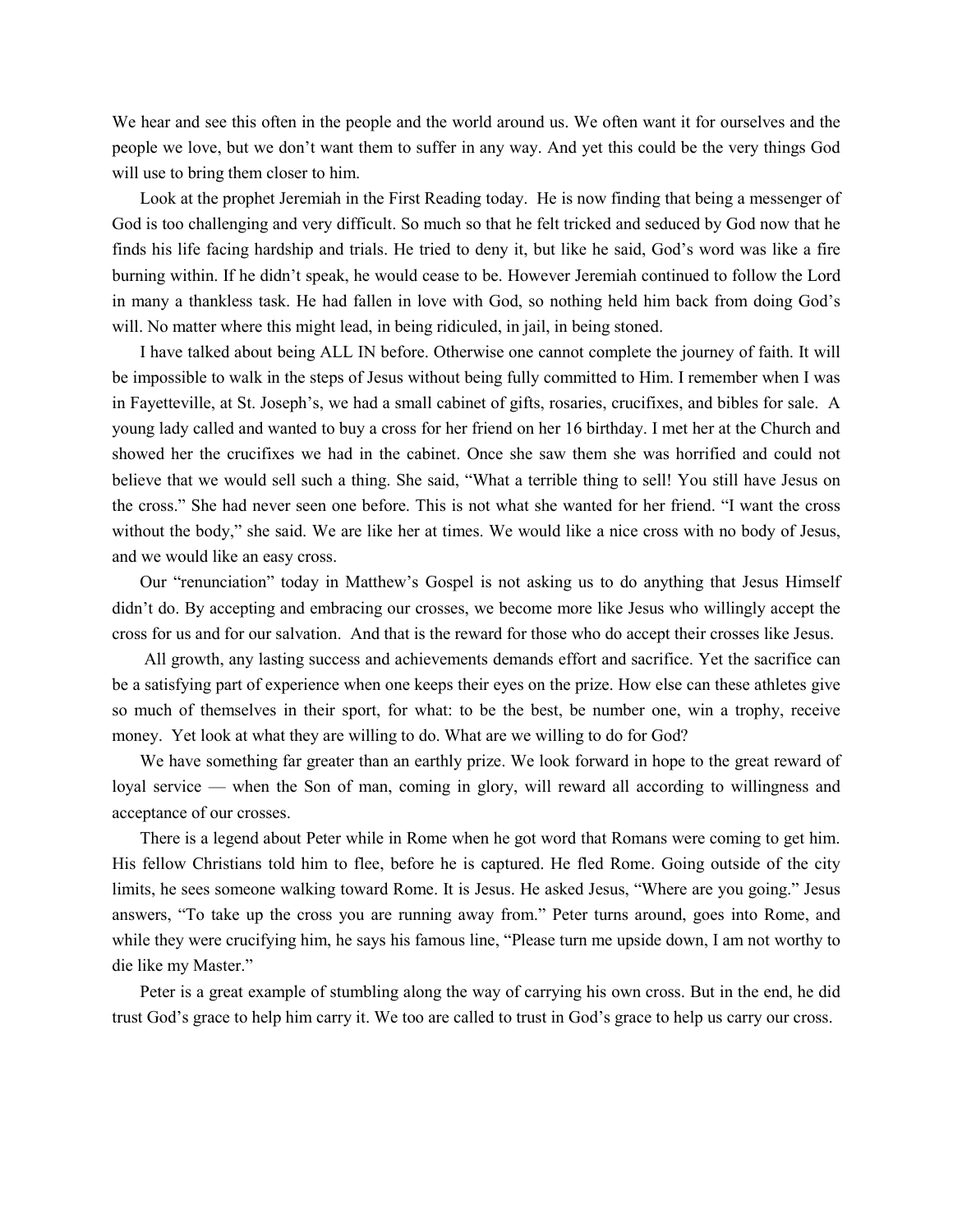We hear and see this often in the people and the world around us. We often want it for ourselves and the people we love, but we don't want them to suffer in any way. And yet this could be the very things God will use to bring them closer to him.

Look at the prophet Jeremiah in the First Reading today. He is now finding that being a messenger of God is too challenging and very difficult. So much so that he felt tricked and seduced by God now that he finds his life facing hardship and trials. He tried to deny it, but like he said, God's word was like a fire burning within. If he didn't speak, he would cease to be. However Jeremiah continued to follow the Lord in many a thankless task. He had fallen in love with God, so nothing held him back from doing God's will. No matter where this might lead, in being ridiculed, in jail, in being stoned.

I have talked about being ALL IN before. Otherwise one cannot complete the journey of faith. It will be impossible to walk in the steps of Jesus without being fully committed to Him. I remember when I was in Fayetteville, at St. Joseph's, we had a small cabinet of gifts, rosaries, crucifixes, and bibles for sale. A young lady called and wanted to buy a cross for her friend on her 16 birthday. I met her at the Church and showed her the crucifixes we had in the cabinet. Once she saw them she was horrified and could not believe that we would sell such a thing. She said, "What a terrible thing to sell! You still have Jesus on the cross." She had never seen one before. This is not what she wanted for her friend. "I want the cross without the body," she said. We are like her at times. We would like a nice cross with no body of Jesus, and we would like an easy cross.

Our "renunciation" today in Matthew's Gospel is not asking us to do anything that Jesus Himself didn't do. By accepting and embracing our crosses, we become more like Jesus who willingly accept the cross for us and for our salvation. And that is the reward for those who do accept their crosses like Jesus.

All growth, any lasting success and achievements demands effort and sacrifice. Yet the sacrifice can be a satisfying part of experience when one keeps their eyes on the prize. How else can these athletes give so much of themselves in their sport, for what: to be the best, be number one, win a trophy, receive money. Yet look at what they are willing to do. What are we willing to do for God?

We have something far greater than an earthly prize. We look forward in hope to the great reward of loyal service — when the Son of man, coming in glory, will reward all according to willingness and acceptance of our crosses.

There is a legend about Peter while in Rome when he got word that Romans were coming to get him. His fellow Christians told him to flee, before he is captured. He fled Rome. Going outside of the city limits, he sees someone walking toward Rome. It is Jesus. He asked Jesus, "Where are you going." Jesus answers, "To take up the cross you are running away from." Peter turns around, goes into Rome, and while they were crucifying him, he says his famous line, "Please turn me upside down, I am not worthy to die like my Master."

Peter is a great example of stumbling along the way of carrying his own cross. But in the end, he did trust God's grace to help him carry it. We too are called to trust in God's grace to help us carry our cross.